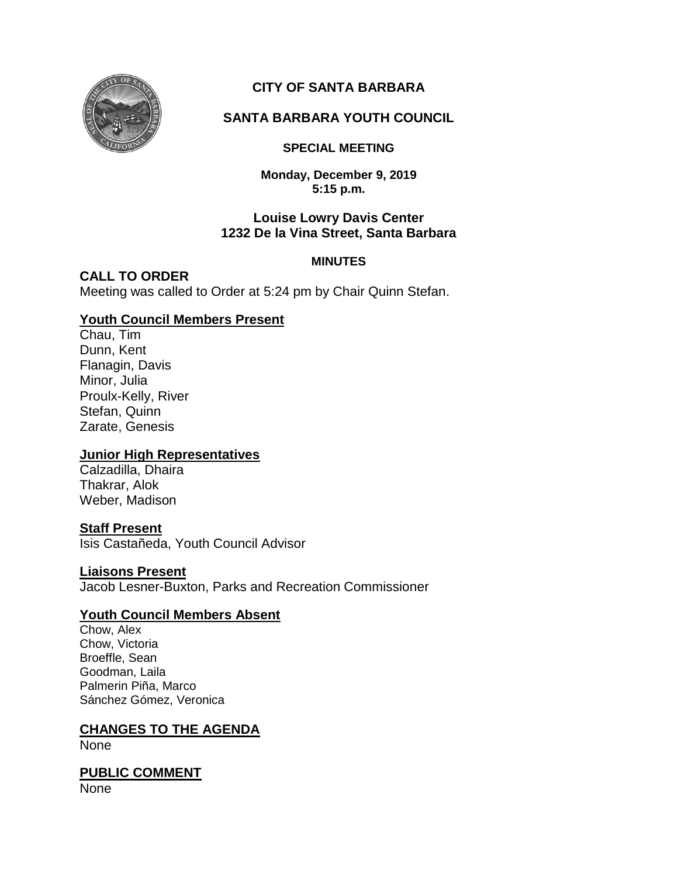# CITY OF SANTA BARBARA

## SANTA BARBARA YOUTH COUNCIL

### SPECIAL MEETING

**Monday, December 9, 2019**
**5:15 p.m.**

**Louise Lowry Davis Center**
**1232 De la Vina Street, Santa Barbara**

**MINUTES**

## CALL TO ORDER

Meeting was called to Order at 5:24 pm by Chair Quinn Stefan.

**Youth Council Members Present**

Chau, Tim
Dunn, Kent
Flanagin, Davis
Minor, Julia
Proulx-Kelly, River
Stefan, Quinn
Zarate, Genesis

**Junior High Representatives**

Calzadilla, Dhaira
Thakrar, Alok
Weber, Madison

**Staff Present**

Isis Castañeda, Youth Council Advisor

**Liaisons Present**

Jacob Lesner-Buxton, Parks and Recreation Commissioner

**Youth Council Members Absent**

Chow, Alex
Chow, Victoria
Broeffle, Sean
Goodman, Laila
Palmerin Piña, Marco
Sánchez Gómez, Veronica

**CHANGES TO THE AGENDA**

None

**PUBLIC COMMENT**

None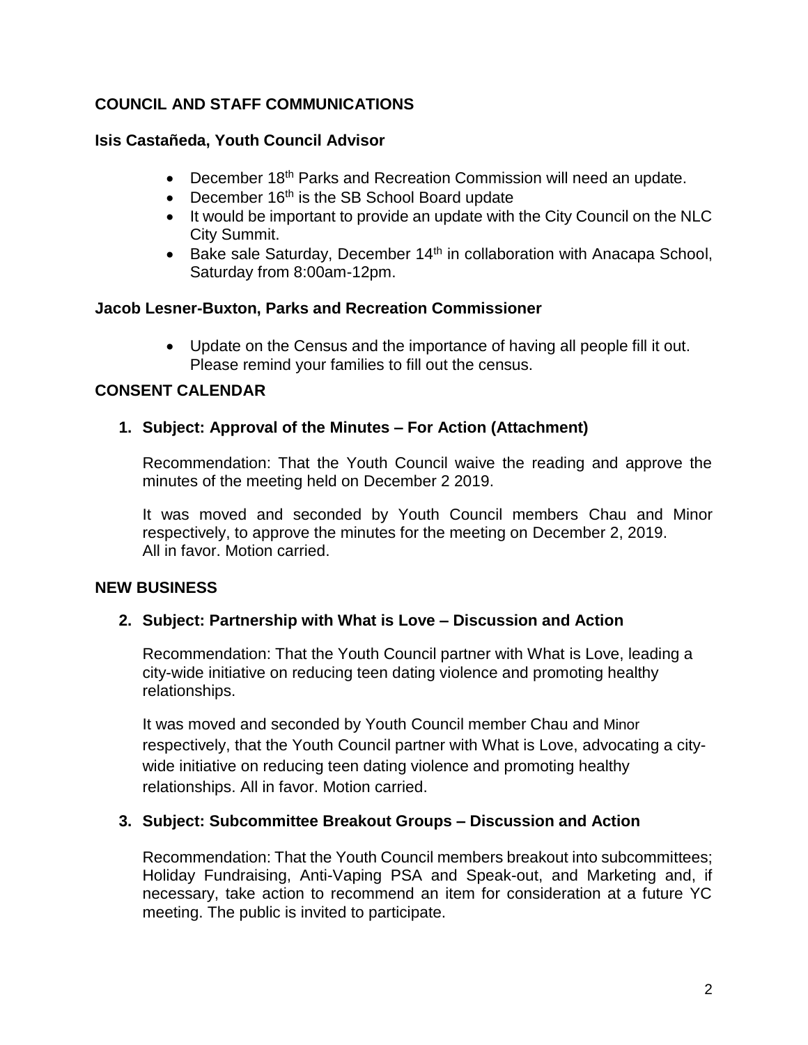## COUNCIL AND STAFF COMMUNICATIONS

### Isis Castañeda, Youth Council Advisor

- December 18th Parks and Recreation Commission will need an update.
- December 16th is the SB School Board update
- It would be important to provide an update with the City Council on the NLC City Summit.
- Bake sale Saturday, December 14th in collaboration with Anacapa School, Saturday from 8:00am-12pm.

### Jacob Lesner-Buxton, Parks and Recreation Commissioner

- Update on the Census and the importance of having all people fill it out. Please remind your families to fill out the census.

## CONSENT CALENDAR

### 1. Subject: Approval of the Minutes – For Action (Attachment)

Recommendation: That the Youth Council waive the reading and approve the minutes of the meeting held on December 2 2019.

It was moved and seconded by Youth Council members Chau and Minor respectively, to approve the minutes for the meeting on December 2, 2019. All in favor. Motion carried.

## NEW BUSINESS

### 2. Subject: Partnership with What is Love – Discussion and Action

Recommendation: That the Youth Council partner with What is Love, leading a city-wide initiative on reducing teen dating violence and promoting healthy relationships.

It was moved and seconded by Youth Council member Chau and Minor respectively, that the Youth Council partner with What is Love, advocating a city-wide initiative on reducing teen dating violence and promoting healthy relationships. All in favor. Motion carried.

### 3. Subject: Subcommittee Breakout Groups – Discussion and Action

Recommendation: That the Youth Council members breakout into subcommittees; Holiday Fundraising, Anti-Vaping PSA and Speak-out, and Marketing and, if necessary, take action to recommend an item for consideration at a future YC meeting. The public is invited to participate.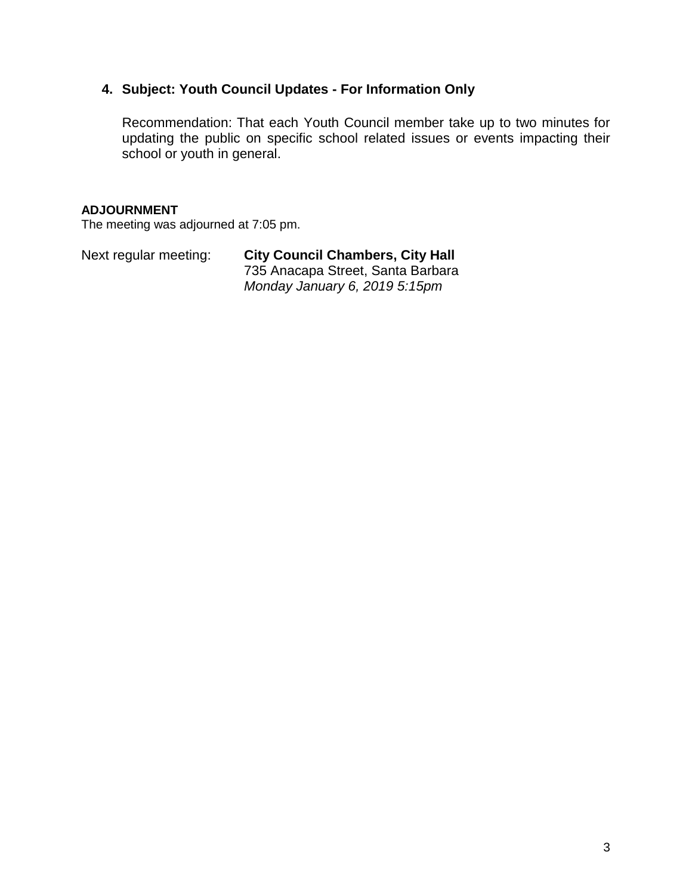4. **Subject: Youth Council Updates - For Information Only**

   Recommendation: That each Youth Council member take up to two minutes for updating the public on specific school related issues or events impacting their school or youth in general.

**ADJOURNMENT**
The meeting was adjourned at 7:05 pm.

Next regular meeting: **City Council Chambers, City Hall**
735 Anacapa Street, Santa Barbara
*Monday January 6, 2019 5:15pm*